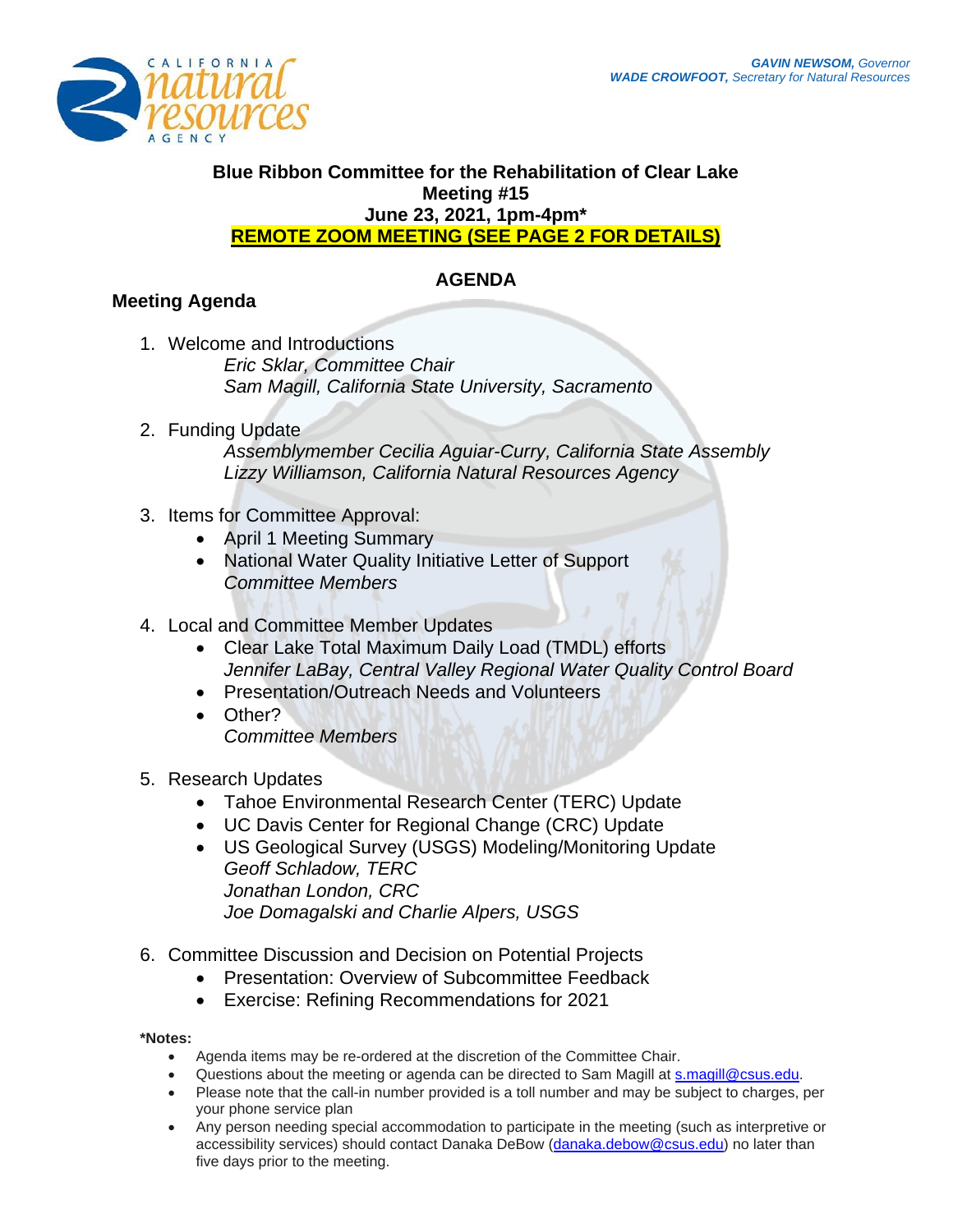GAVIN NEWSOM, Governor
WADE CROWFOOT, Secretary for Natural Resources

# Blue Ribbon Committee for the Rehabilitation of Clear Lake
## Meeting #15
## June 23, 2021, 1pm-4pm*
## REMOTE ZOOM MEETING (SEE PAGE 2 FOR DETAILS)

## AGENDA

### Meeting Agenda

1. Welcome and Introductions
   *Eric Sklar, Committee Chair*
   *Sam Magill, California State University, Sacramento*

2. Funding Update
   *Assemblymember Cecilia Aguiar-Curry, California State Assembly*
   *Lizzy Williamson, California Natural Resources Agency*

3. Items for Committee Approval:
   - April 1 Meeting Summary
   - National Water Quality Initiative Letter of Support
     *Committee Members*

4. Local and Committee Member Updates
   - Clear Lake Total Maximum Daily Load (TMDL) efforts
     *Jennifer LaBay, Central Valley Regional Water Quality Control Board*
   - Presentation/Outreach Needs and Volunteers
   - Other?
     *Committee Members*

5. Research Updates
   - Tahoe Environmental Research Center (TERC) Update
   - UC Davis Center for Regional Change (CRC) Update
   - US Geological Survey (USGS) Modeling/Monitoring Update
     *Geoff Schladow, TERC*
     *Jonathan London, CRC*
     *Joe Domagalski and Charlie Alpers, USGS*

6. Committee Discussion and Decision on Potential Projects
   - Presentation: Overview of Subcommittee Feedback
   - Exercise: Refining Recommendations for 2021

**\*Notes:**

- Agenda items may be re-ordered at the discretion of the Committee Chair.
- Questions about the meeting or agenda can be directed to Sam Magill at s.magill@csus.edu.
- Please note that the call-in number provided is a toll number and may be subject to charges, per your phone service plan
- Any person needing special accommodation to participate in the meeting (such as interpretive or accessibility services) should contact Danaka DeBow (danaka.debow@csus.edu) no later than five days prior to the meeting.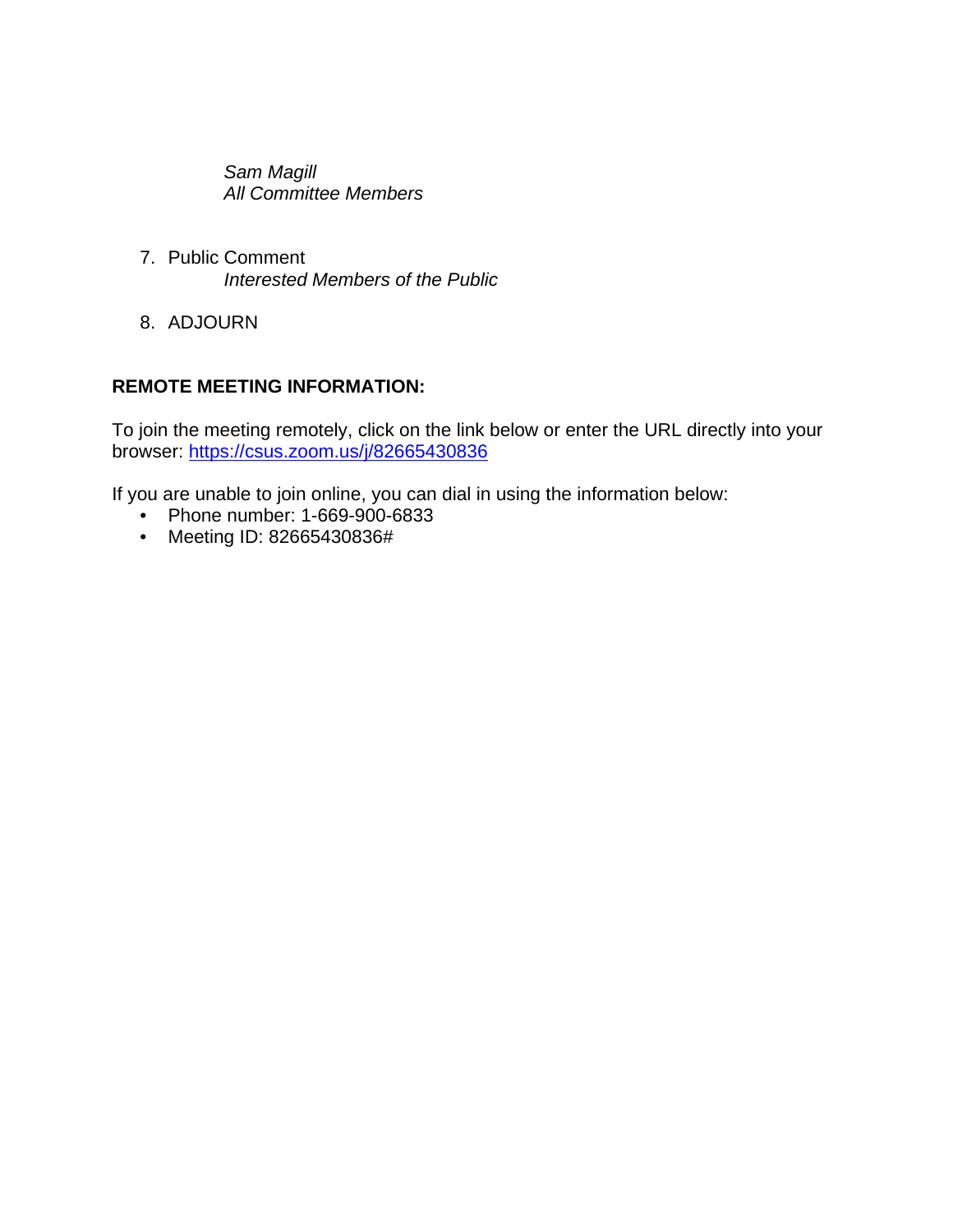*Sam Magill*
*All Committee Members*

7. Public Comment
   *Interested Members of the Public*

8. ADJOURN

**REMOTE MEETING INFORMATION:**

To join the meeting remotely, click on the link below or enter the URL directly into your browser: https://csus.zoom.us/j/82665430836

If you are unable to join online, you can dial in using the information below:

- Phone number: 1-669-900-6833
- Meeting ID: 82665430836#